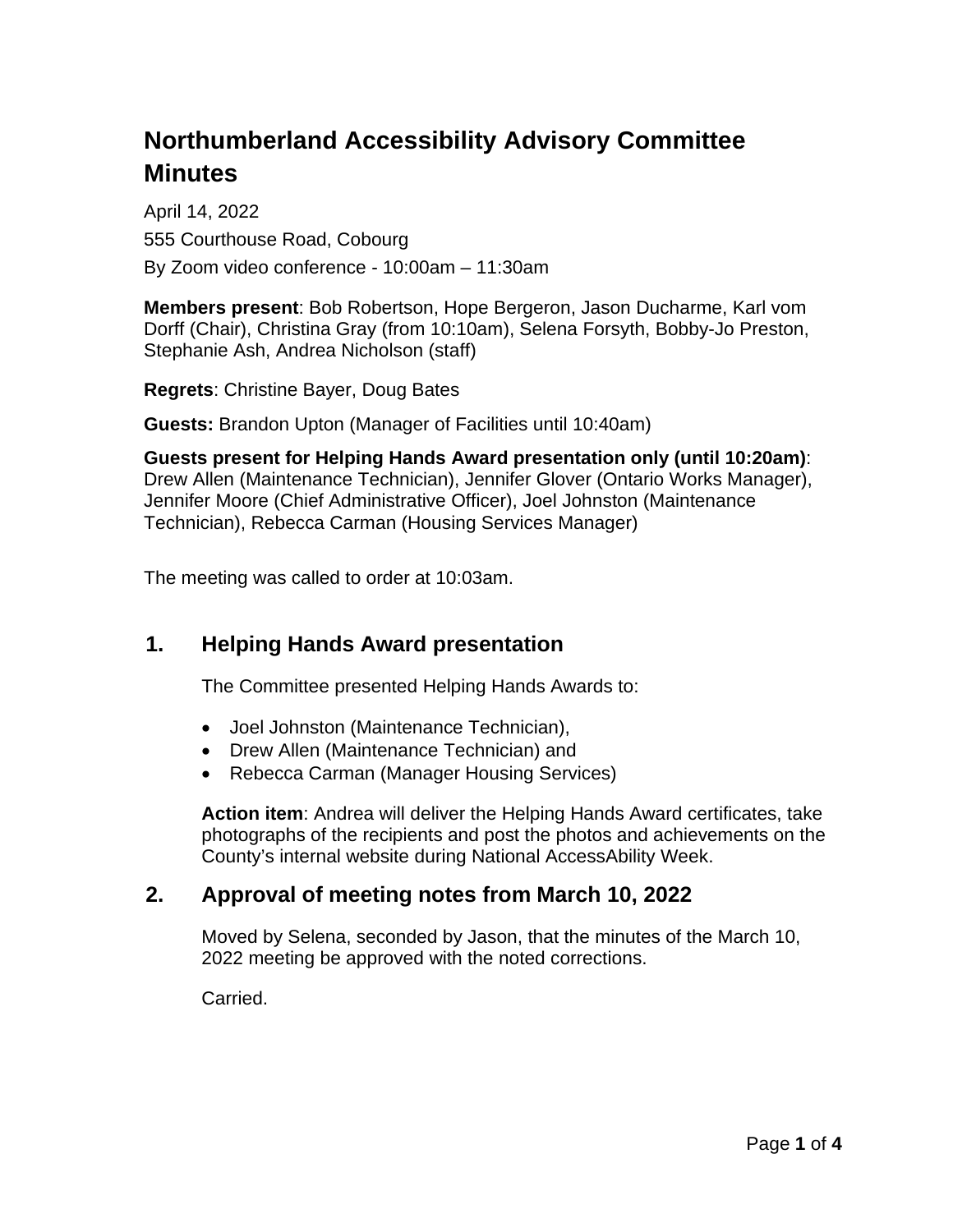# Northumberland Accessibility Advisory Committee Minutes

April 14, 2022

555 Courthouse Road, Cobourg

By Zoom video conference - 10:00am – 11:30am

**Members present**: Bob Robertson, Hope Bergeron, Jason Ducharme, Karl vom Dorff (Chair), Christina Gray (from 10:10am), Selena Forsyth, Bobby-Jo Preston, Stephanie Ash, Andrea Nicholson (staff)

**Regrets**: Christine Bayer, Doug Bates

**Guests:** Brandon Upton (Manager of Facilities until 10:40am)

**Guests present for Helping Hands Award presentation only (until 10:20am)**: Drew Allen (Maintenance Technician), Jennifer Glover (Ontario Works Manager), Jennifer Moore (Chief Administrative Officer), Joel Johnston (Maintenance Technician), Rebecca Carman (Housing Services Manager)

The meeting was called to order at 10:03am.

## 1. Helping Hands Award presentation

The Committee presented Helping Hands Awards to:

- Joel Johnston (Maintenance Technician),
- Drew Allen (Maintenance Technician) and
- Rebecca Carman (Manager Housing Services)

**Action item**: Andrea will deliver the Helping Hands Award certificates, take photographs of the recipients and post the photos and achievements on the County's internal website during National AccessAbility Week.

## 2. Approval of meeting notes from March 10, 2022

Moved by Selena, seconded by Jason, that the minutes of the March 10, 2022 meeting be approved with the noted corrections.

Carried.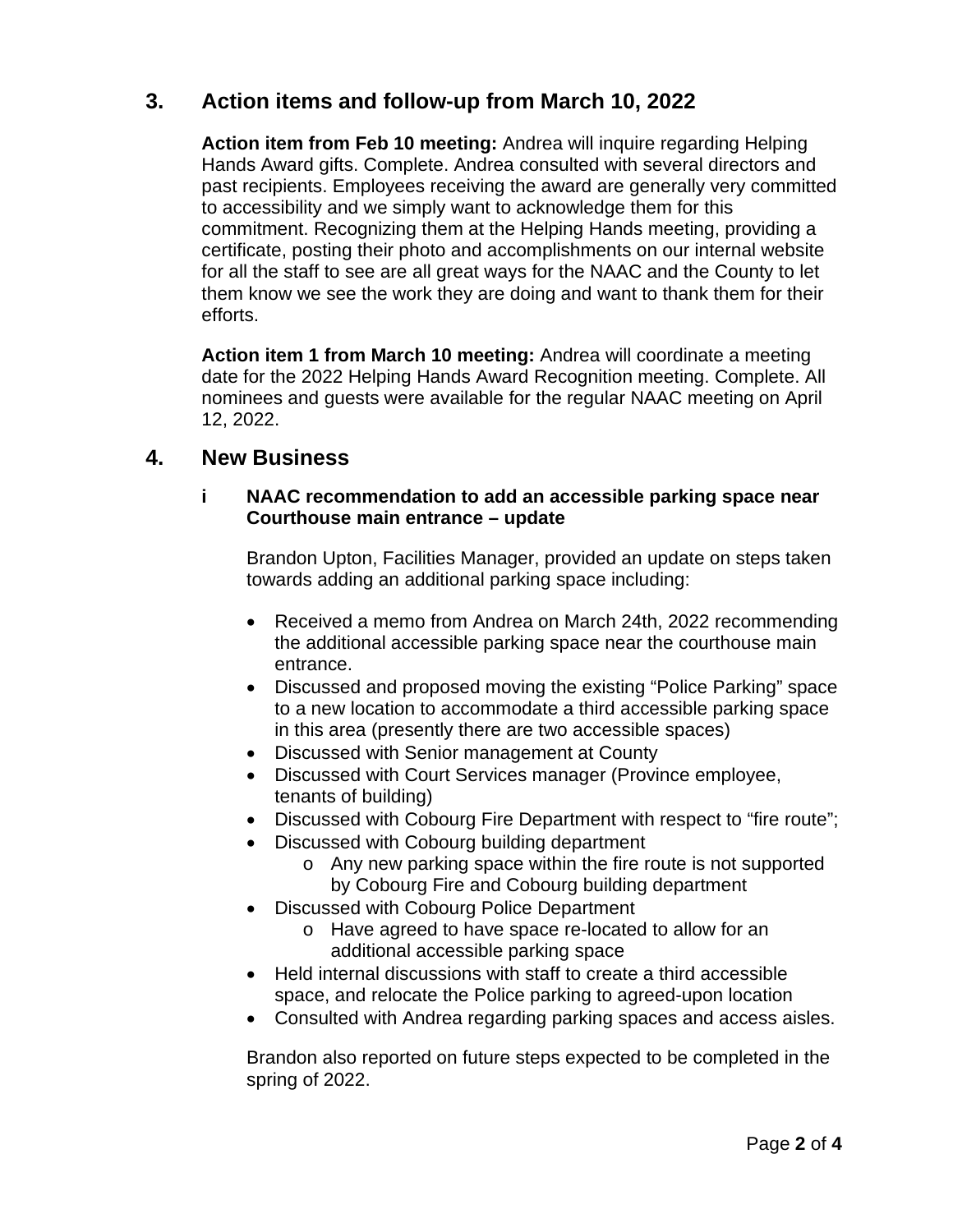## 3. Action items and follow-up from March 10, 2022

**Action item from Feb 10 meeting:** Andrea will inquire regarding Helping Hands Award gifts. Complete. Andrea consulted with several directors and past recipients. Employees receiving the award are generally very committed to accessibility and we simply want to acknowledge them for this commitment. Recognizing them at the Helping Hands meeting, providing a certificate, posting their photo and accomplishments on our internal website for all the staff to see are all great ways for the NAAC and the County to let them know we see the work they are doing and want to thank them for their efforts.

**Action item 1 from March 10 meeting:** Andrea will coordinate a meeting date for the 2022 Helping Hands Award Recognition meeting. Complete. All nominees and guests were available for the regular NAAC meeting on April 12, 2022.

## 4. New Business

### i NAAC recommendation to add an accessible parking space near Courthouse main entrance – update

Brandon Upton, Facilities Manager, provided an update on steps taken towards adding an additional parking space including:

- Received a memo from Andrea on March 24th, 2022 recommending the additional accessible parking space near the courthouse main entrance.
- Discussed and proposed moving the existing "Police Parking" space to a new location to accommodate a third accessible parking space in this area (presently there are two accessible spaces)
- Discussed with Senior management at County
- Discussed with Court Services manager (Province employee, tenants of building)
- Discussed with Cobourg Fire Department with respect to "fire route";
- Discussed with Cobourg building department
  - Any new parking space within the fire route is not supported by Cobourg Fire and Cobourg building department
- Discussed with Cobourg Police Department
  - Have agreed to have space re-located to allow for an additional accessible parking space
- Held internal discussions with staff to create a third accessible space, and relocate the Police parking to agreed-upon location
- Consulted with Andrea regarding parking spaces and access aisles.

Brandon also reported on future steps expected to be completed in the spring of 2022.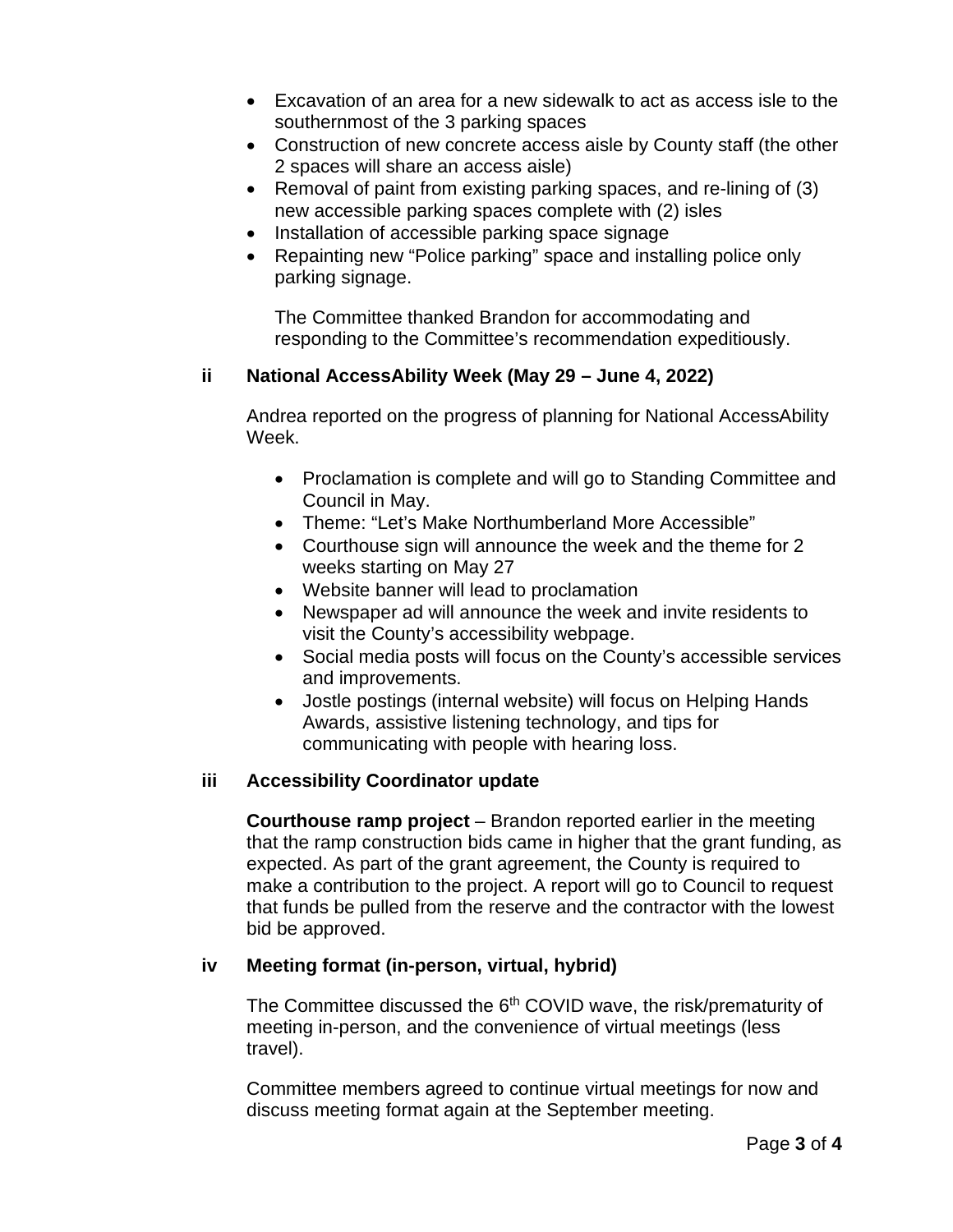- Excavation of an area for a new sidewalk to act as access isle to the southernmost of the 3 parking spaces
- Construction of new concrete access aisle by County staff (the other 2 spaces will share an access aisle)
- Removal of paint from existing parking spaces, and re-lining of (3) new accessible parking spaces complete with (2) isles
- Installation of accessible parking space signage
- Repainting new "Police parking" space and installing police only parking signage.

  The Committee thanked Brandon for accommodating and responding to the Committee's recommendation expeditiously.

### ii National AccessAbility Week (May 29 – June 4, 2022)

Andrea reported on the progress of planning for National AccessAbility Week.

- Proclamation is complete and will go to Standing Committee and Council in May.
- Theme: "Let's Make Northumberland More Accessible"
- Courthouse sign will announce the week and the theme for 2 weeks starting on May 27
- Website banner will lead to proclamation
- Newspaper ad will announce the week and invite residents to visit the County's accessibility webpage.
- Social media posts will focus on the County's accessible services and improvements.
- Jostle postings (internal website) will focus on Helping Hands Awards, assistive listening technology, and tips for communicating with people with hearing loss.

### iii Accessibility Coordinator update

**Courthouse ramp project** – Brandon reported earlier in the meeting that the ramp construction bids came in higher that the grant funding, as expected. As part of the grant agreement, the County is required to make a contribution to the project. A report will go to Council to request that funds be pulled from the reserve and the contractor with the lowest bid be approved.

### iv Meeting format (in-person, virtual, hybrid)

The Committee discussed the 6th COVID wave, the risk/prematurity of meeting in-person, and the convenience of virtual meetings (less travel).

Committee members agreed to continue virtual meetings for now and discuss meeting format again at the September meeting.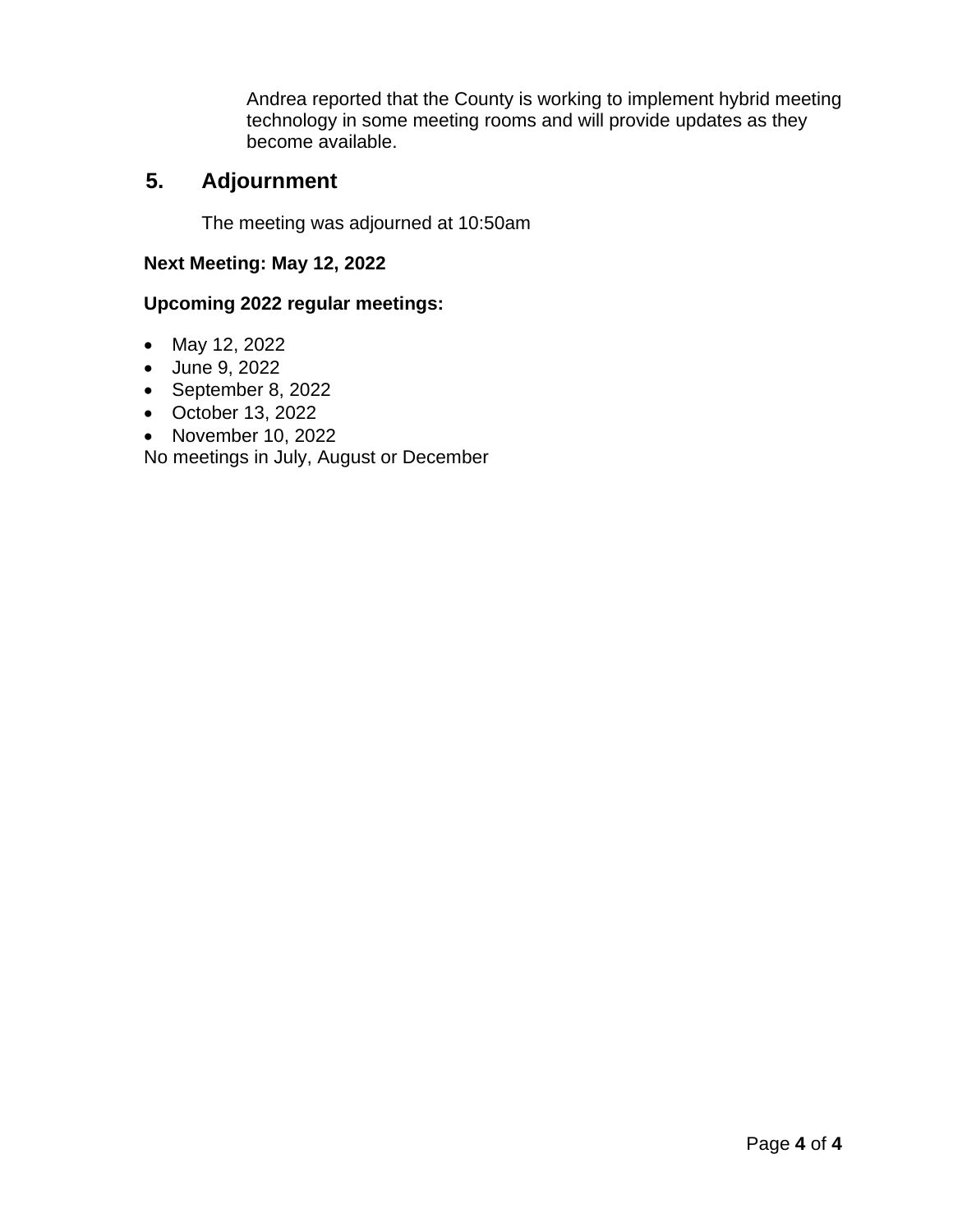Andrea reported that the County is working to implement hybrid meeting technology in some meeting rooms and will provide updates as they become available.

## 5. Adjournment

The meeting was adjourned at 10:50am

**Next Meeting: May 12, 2022**

**Upcoming 2022 regular meetings:**

- May 12, 2022
- June 9, 2022
- September 8, 2022
- October 13, 2022
- November 10, 2022

No meetings in July, August or December